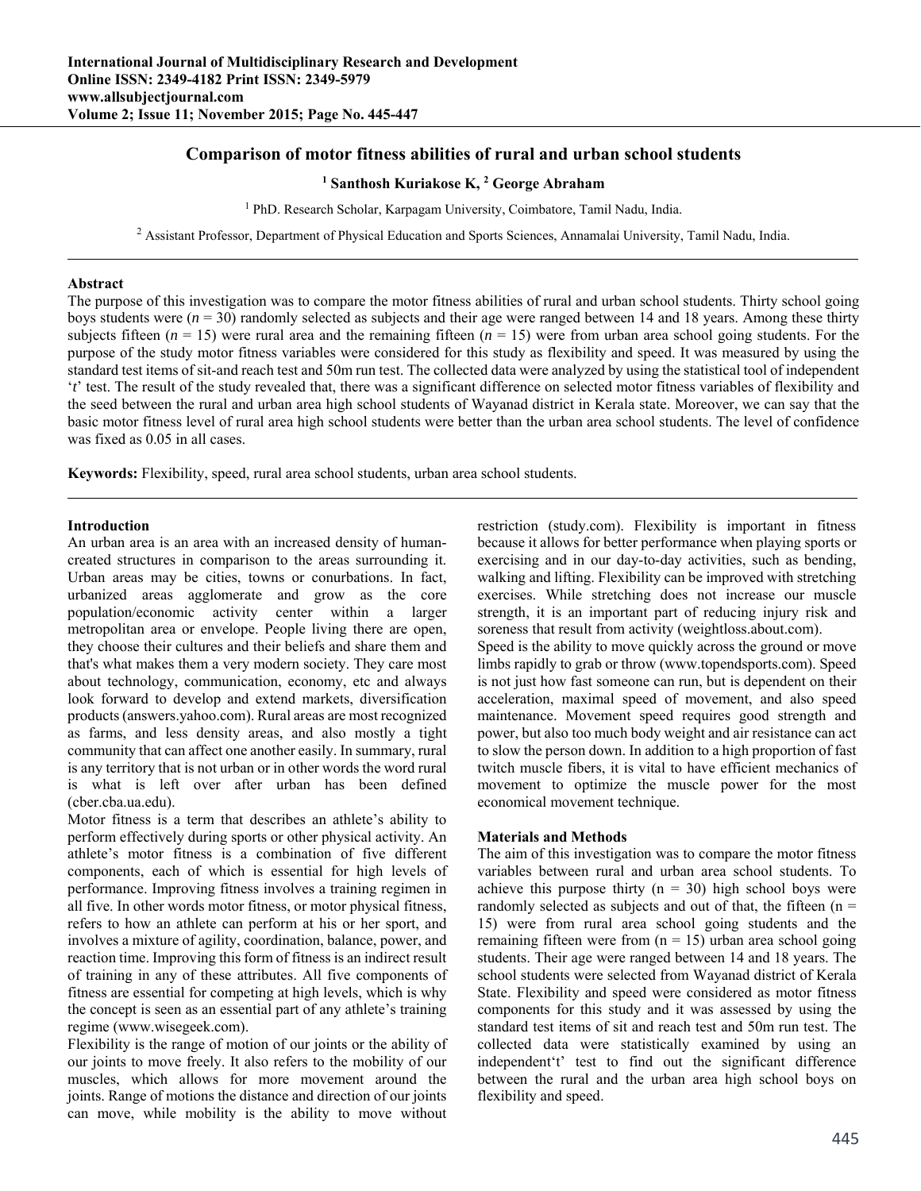# Comparison of motor fitness abilities of rural and urban school students

**[1] Santhosh Kuriakose K, [2] George Abraham**

[1] PhD. Research Scholar, Karpagam University, Coimbatore, Tamil Nadu, India.

[2] Assistant Professor, Department of Physical Education and Sports Sciences, Annamalai University, Tamil Nadu, India.

---

## Abstract

The purpose of this investigation was to compare the motor fitness abilities of rural and urban school students. Thirty school going boys students were ($n$ = 30) randomly selected as subjects and their age were ranged between 14 and 18 years. Among these thirty subjects fifteen ($n$ = 15) were rural area and the remaining fifteen ($n$ = 15) were from urban area school going students. For the purpose of the study motor fitness variables were considered for this study as flexibility and speed. It was measured by using the standard test items of sit-and reach test and 50m run test. The collected data were analyzed by using the statistical tool of independent '*t*' test. The result of the study revealed that, there was a significant difference on selected motor fitness variables of flexibility and the seed between the rural and urban area high school students of Wayanad district in Kerala state. Moreover, we can say that the basic motor fitness level of rural area high school students were better than the urban area school students. The level of confidence was fixed as 0.05 in all cases.

**Keywords:** Flexibility, speed, rural area school students, urban area school students.

---

## Introduction

An urban area is an area with an increased density of human-created structures in comparison to the areas surrounding it. Urban areas may be cities, towns or conurbations. In fact, urbanized areas agglomerate and grow as the core population/economic activity center within a larger metropolitan area or envelope. People living there are open, they choose their cultures and their beliefs and share them and that's what makes them a very modern society. They care most about technology, communication, economy, etc and always look forward to develop and extend markets, diversification products (answers.yahoo.com). Rural areas are most recognized as farms, and less density areas, and also mostly a tight community that can affect one another easily. In summary, rural is any territory that is not urban or in other words the word rural is what is left over after urban has been defined (cber.cba.ua.edu).

Motor fitness is a term that describes an athlete's ability to perform effectively during sports or other physical activity. An athlete's motor fitness is a combination of five different components, each of which is essential for high levels of performance. Improving fitness involves a training regimen in all five. In other words motor fitness, or motor physical fitness, refers to how an athlete can perform at his or her sport, and involves a mixture of agility, coordination, balance, power, and reaction time. Improving this form of fitness is an indirect result of training in any of these attributes. All five components of fitness are essential for competing at high levels, which is why the concept is seen as an essential part of any athlete's training regime (www.wisegeek.com).

Flexibility is the range of motion of our joints or the ability of our joints to move freely. It also refers to the mobility of our muscles, which allows for more movement around the joints. Range of motions the distance and direction of our joints can move, while mobility is the ability to move without restriction (study.com). Flexibility is important in fitness because it allows for better performance when playing sports or exercising and in our day-to-day activities, such as bending, walking and lifting. Flexibility can be improved with stretching exercises. While stretching does not increase our muscle strength, it is an important part of reducing injury risk and soreness that result from activity (weightloss.about.com).

Speed is the ability to move quickly across the ground or move limbs rapidly to grab or throw (www.topendsports.com). Speed is not just how fast someone can run, but is dependent on their acceleration, maximal speed of movement, and also speed maintenance. Movement speed requires good strength and power, but also too much body weight and air resistance can act to slow the person down. In addition to a high proportion of fast twitch muscle fibers, it is vital to have efficient mechanics of movement to optimize the muscle power for the most economical movement technique.

## Materials and Methods

The aim of this investigation was to compare the motor fitness variables between rural and urban area school students. To achieve this purpose thirty (n = 30) high school boys were randomly selected as subjects and out of that, the fifteen (n = 15) were from rural area school going students and the remaining fifteen were from (n = 15) urban area school going students. Their age were ranged between 14 and 18 years. The school students were selected from Wayanad district of Kerala State. Flexibility and speed were considered as motor fitness components for this study and it was assessed by using the standard test items of sit and reach test and 50m run test. The collected data were statistically examined by using an independent't' test to find out the significant difference between the rural and the urban area high school boys on flexibility and speed.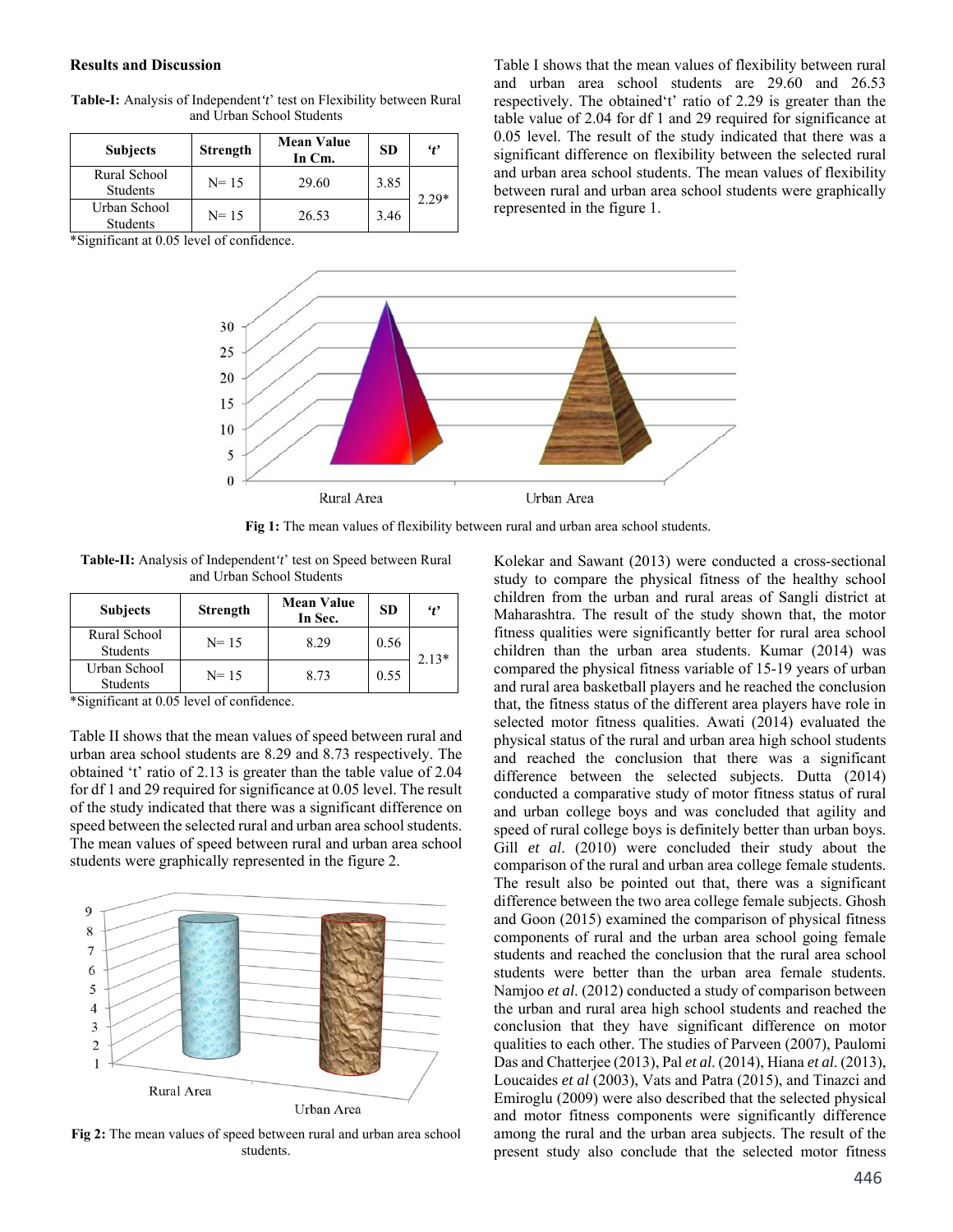## Results and Discussion

**Table-I:** Analysis of Independent '*t*' test on Flexibility between Rural and Urban School Students

| Subjects | Strength | Mean Value In Cm. | SD | '*t*' |
|---|---|---|---|---|
| Rural School Students | N= 15 | 29.60 | 3.85 | 2.29* |
| Urban School Students | N= 15 | 26.53 | 3.46 | |

*Significant at 0.05 level of confidence.

Table I shows that the mean values of flexibility between rural and urban area school students are 29.60 and 26.53 respectively. The obtained 't' ratio of 2.29 is greater than the table value of 2.04 for df 1 and 29 required for significance at 0.05 level. The result of the study indicated that there was a significant difference on flexibility between the selected rural and urban area school students. The mean values of flexibility between rural and urban area school students were graphically represented in the figure 1.

**Fig 1:** The mean values of flexibility between rural and urban area school students.

**Table-II:** Analysis of Independent '*t*' test on Speed between Rural and Urban School Students

| Subjects | Strength | Mean Value In Sec. | SD | '*t*' |
|---|---|---|---|---|
| Rural School Students | N= 15 | 8.29 | 0.56 | 2.13* |
| Urban School Students | N= 15 | 8.73 | 0.55 | |

*Significant at 0.05 level of confidence.

Table II shows that the mean values of speed between rural and urban area school students are 8.29 and 8.73 respectively. The obtained 't' ratio of 2.13 is greater than the table value of 2.04 for df 1 and 29 required for significance at 0.05 level. The result of the study indicated that there was a significant difference on speed between the selected rural and urban area school students. The mean values of speed between rural and urban area school students were graphically represented in the figure 2.

**Fig 2:** The mean values of speed between rural and urban area school students.

Kolekar and Sawant (2013) were conducted a cross-sectional study to compare the physical fitness of the healthy school children from the urban and rural areas of Sangli district at Maharashtra. The result of the study shown that, the motor fitness qualities were significantly better for rural area school children than the urban area students. Kumar (2014) was compared the physical fitness variable of 15-19 years of urban and rural area basketball players and he reached the conclusion that, the fitness status of the different area players have role in selected motor fitness qualities. Awati (2014) evaluated the physical status of the rural and urban area high school students and reached the conclusion that there was a significant difference between the selected subjects. Dutta (2014) conducted a comparative study of motor fitness status of rural and urban college boys and was concluded that agility and speed of rural college boys is definitely better than urban boys. Gill *et al*. (2010) were concluded their study about the comparison of the rural and urban area college female students. The result also be pointed out that, there was a significant difference between the two area college female subjects. Ghosh and Goon (2015) examined the comparison of physical fitness components of rural and the urban area school going female students and reached the conclusion that the rural area school students were better than the urban area female students. Namjoo *et al.* (2012) conducted a study of comparison between the urban and rural area high school students and reached the conclusion that they have significant difference on motor qualities to each other. The studies of Parveen (2007), Paulomi Das and Chatterjee (2013), Pal *et al.* (2014), Hiana *et al.* (2013), Loucaides *et al* (2003), Vats and Patra (2015), and Tinazci and Emiroglu (2009) were also described that the selected physical and motor fitness components were significantly difference among the rural and the urban area subjects. The result of the present study also conclude that the selected motor fitness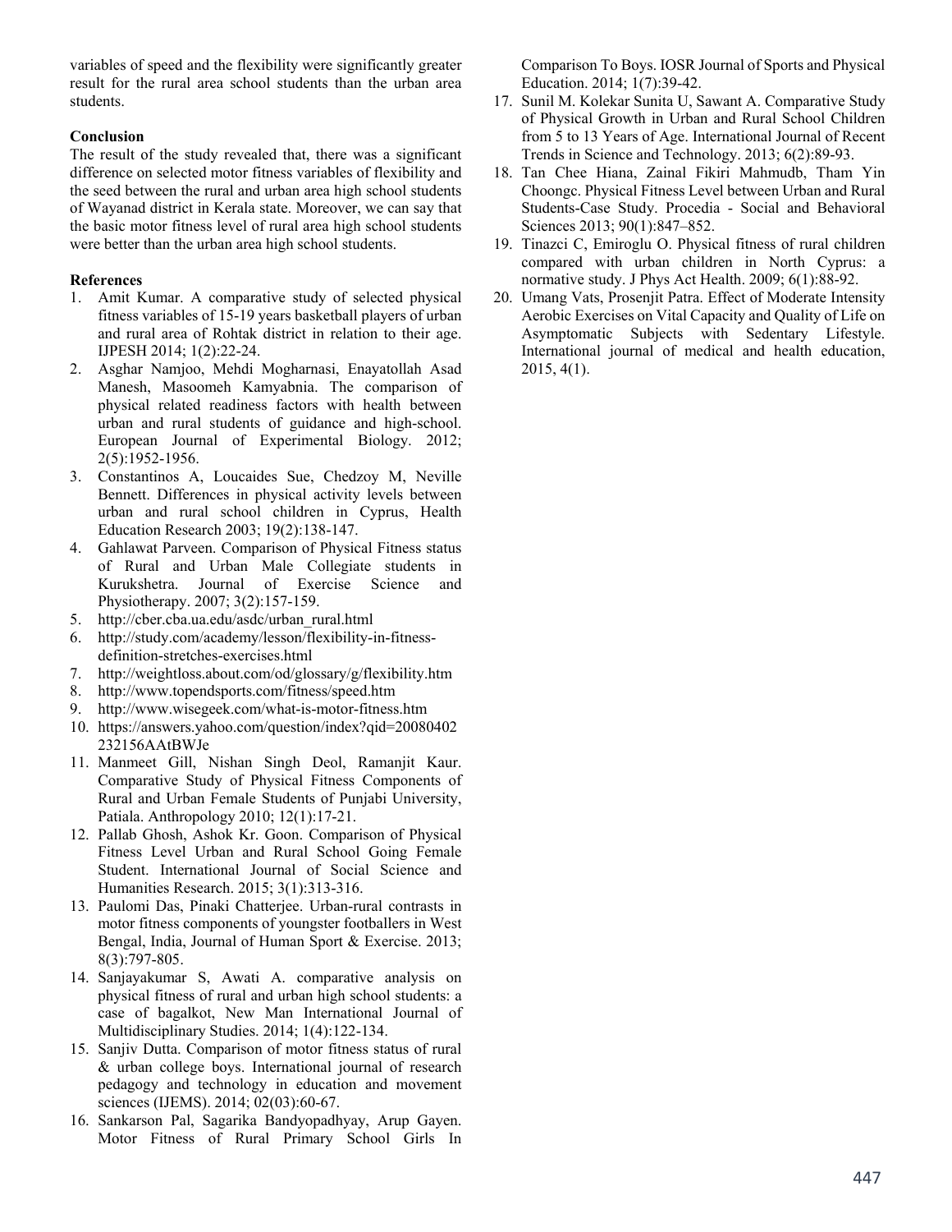variables of speed and the flexibility were significantly greater result for the rural area school students than the urban area students.

**Conclusion**

The result of the study revealed that, there was a significant difference on selected motor fitness variables of flexibility and the seed between the rural and urban area high school students of Wayanad district in Kerala state. Moreover, we can say that the basic motor fitness level of rural area high school students were better than the urban area high school students.

**References**

1. Amit Kumar. A comparative study of selected physical fitness variables of 15-19 years basketball players of urban and rural area of Rohtak district in relation to their age. IJPESH 2014; 1(2):22-24.
2. Asghar Namjoo, Mehdi Mogharnasi, Enayatollah Asad Manesh, Masoomeh Kamyabnia. The comparison of physical related readiness factors with health between urban and rural students of guidance and high-school. European Journal of Experimental Biology. 2012; 2(5):1952-1956.
3. Constantinos A, Loucaides Sue, Chedzoy M, Neville Bennett. Differences in physical activity levels between urban and rural school children in Cyprus, Health Education Research 2003; 19(2):138-147.
4. Gahlawat Parveen. Comparison of Physical Fitness status of Rural and Urban Male Collegiate students in Kurukshetra. Journal of Exercise Science and Physiotherapy. 2007; 3(2):157-159.
5. http://cber.cba.ua.edu/asdc/urban_rural.html
6. http://study.com/academy/lesson/flexibility-in-fitness-definition-stretches-exercises.html
7. http://weightloss.about.com/od/glossary/g/flexibility.htm
8. http://www.topendsports.com/fitness/speed.htm
9. http://www.wisegeek.com/what-is-motor-fitness.htm
10. https://answers.yahoo.com/question/index?qid=20080402232156AAtBWJe
11. Manmeet Gill, Nishan Singh Deol, Ramanjit Kaur. Comparative Study of Physical Fitness Components of Rural and Urban Female Students of Punjabi University, Patiala. Anthropology 2010; 12(1):17-21.
12. Pallab Ghosh, Ashok Kr. Goon. Comparison of Physical Fitness Level Urban and Rural School Going Female Student. International Journal of Social Science and Humanities Research. 2015; 3(1):313-316.
13. Paulomi Das, Pinaki Chatterjee. Urban-rural contrasts in motor fitness components of youngster footballers in West Bengal, India, Journal of Human Sport & Exercise. 2013; 8(3):797-805.
14. Sanjayakumar S, Awati A. comparative analysis on physical fitness of rural and urban high school students: a case of bagalkot, New Man International Journal of Multidisciplinary Studies. 2014; 1(4):122-134.
15. Sanjiv Dutta. Comparison of motor fitness status of rural & urban college boys. International journal of research pedagogy and technology in education and movement sciences (IJEMS). 2014; 02(03):60-67.
16. Sankarson Pal, Sagarika Bandyopadhyay, Arup Gayen. Motor Fitness of Rural Primary School Girls In Comparison To Boys. IOSR Journal of Sports and Physical Education. 2014; 1(7):39-42.
17. Sunil M. Kolekar Sunita U, Sawant A. Comparative Study of Physical Growth in Urban and Rural School Children from 5 to 13 Years of Age. International Journal of Recent Trends in Science and Technology. 2013; 6(2):89-93.
18. Tan Chee Hiana, Zainal Fikiri Mahmudb, Tham Yin Choongc. Physical Fitness Level between Urban and Rural Students-Case Study. Procedia - Social and Behavioral Sciences 2013; 90(1):847–852.
19. Tinazci C, Emiroglu O. Physical fitness of rural children compared with urban children in North Cyprus: a normative study. J Phys Act Health. 2009; 6(1):88-92.
20. Umang Vats, Prosenjit Patra. Effect of Moderate Intensity Aerobic Exercises on Vital Capacity and Quality of Life on Asymptomatic Subjects with Sedentary Lifestyle. International journal of medical and health education, 2015, 4(1).